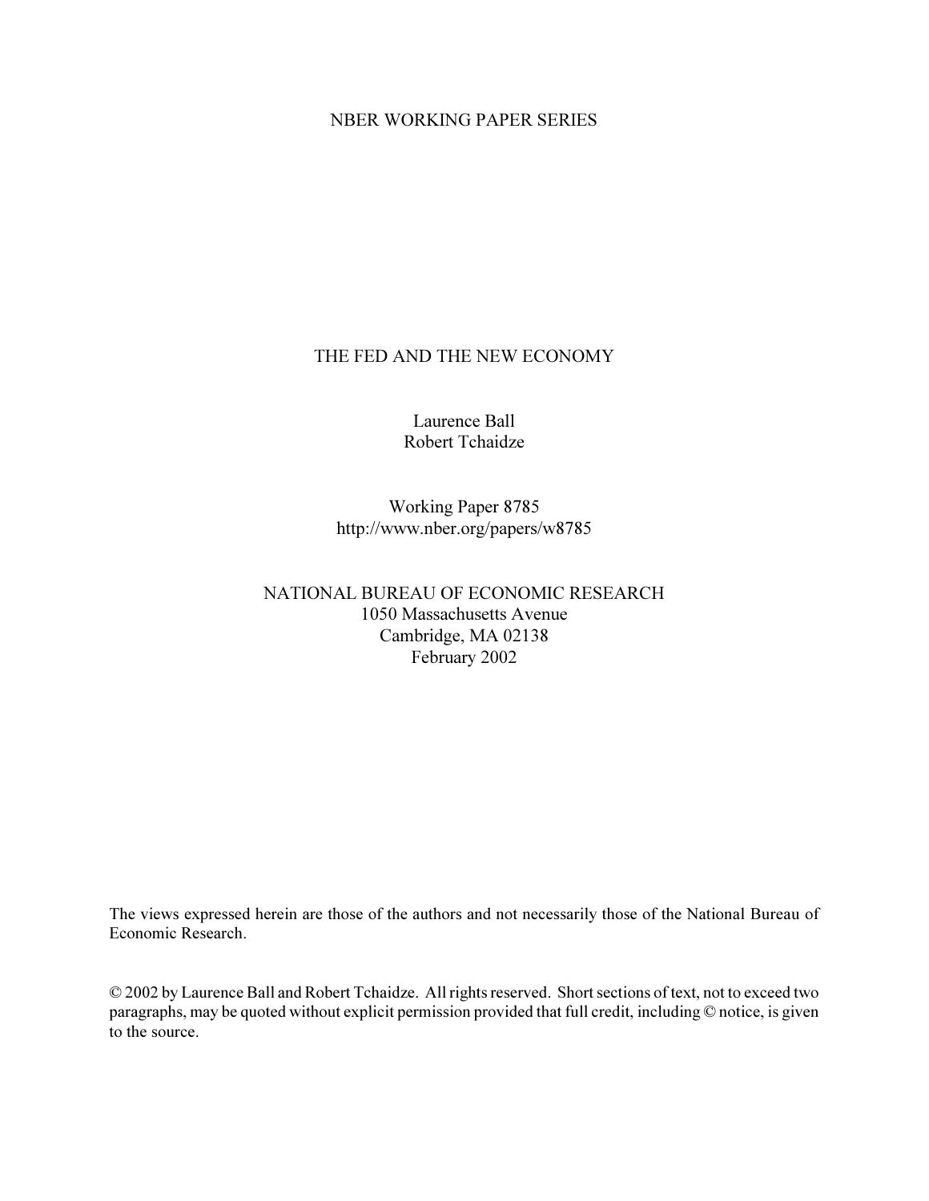NBER WORKING PAPER SERIES

# THE FED AND THE NEW ECONOMY

Laurence Ball
Robert Tchaidze

Working Paper 8785
http://www.nber.org/papers/w8785

NATIONAL BUREAU OF ECONOMIC RESEARCH
1050 Massachusetts Avenue
Cambridge, MA 02138
February 2002

The views expressed herein are those of the authors and not necessarily those of the National Bureau of Economic Research.

© 2002 by Laurence Ball and Robert Tchaidze. All rights reserved. Short sections of text, not to exceed two paragraphs, may be quoted without explicit permission provided that full credit, including © notice, is given to the source.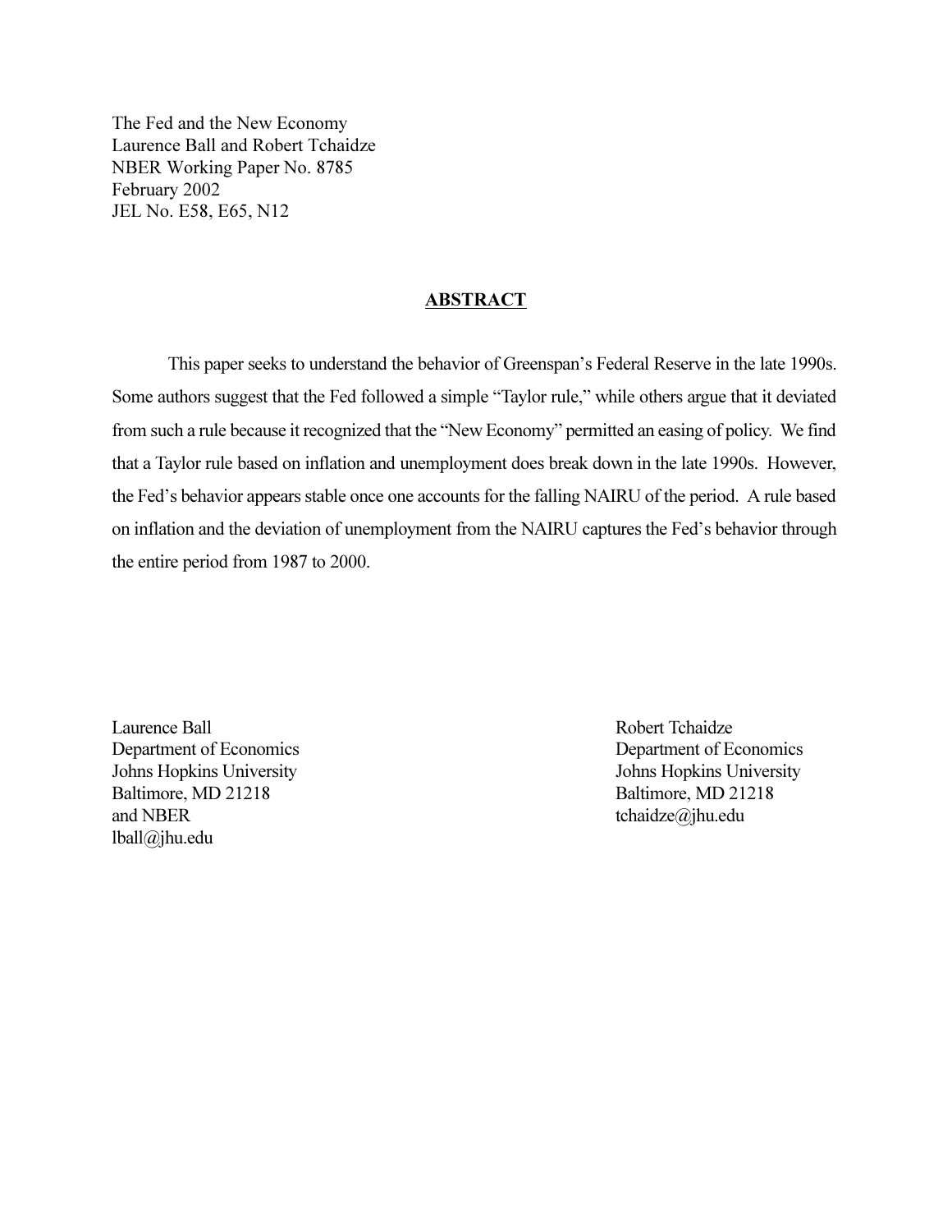The Fed and the New Economy
Laurence Ball and Robert Tchaidze
NBER Working Paper No. 8785
February 2002
JEL No. E58, E65, N12

## ABSTRACT

This paper seeks to understand the behavior of Greenspan's Federal Reserve in the late 1990s. Some authors suggest that the Fed followed a simple "Taylor rule," while others argue that it deviated from such a rule because it recognized that the "New Economy" permitted an easing of policy. We find that a Taylor rule based on inflation and unemployment does break down in the late 1990s. However, the Fed's behavior appears stable once one accounts for the falling NAIRU of the period. A rule based on inflation and the deviation of unemployment from the NAIRU captures the Fed's behavior through the entire period from 1987 to 2000.

Laurence Ball
Department of Economics
Johns Hopkins University
Baltimore, MD 21218
and NBER
lball@jhu.edu

Robert Tchaidze
Department of Economics
Johns Hopkins University
Baltimore, MD 21218
tchaidze@jhu.edu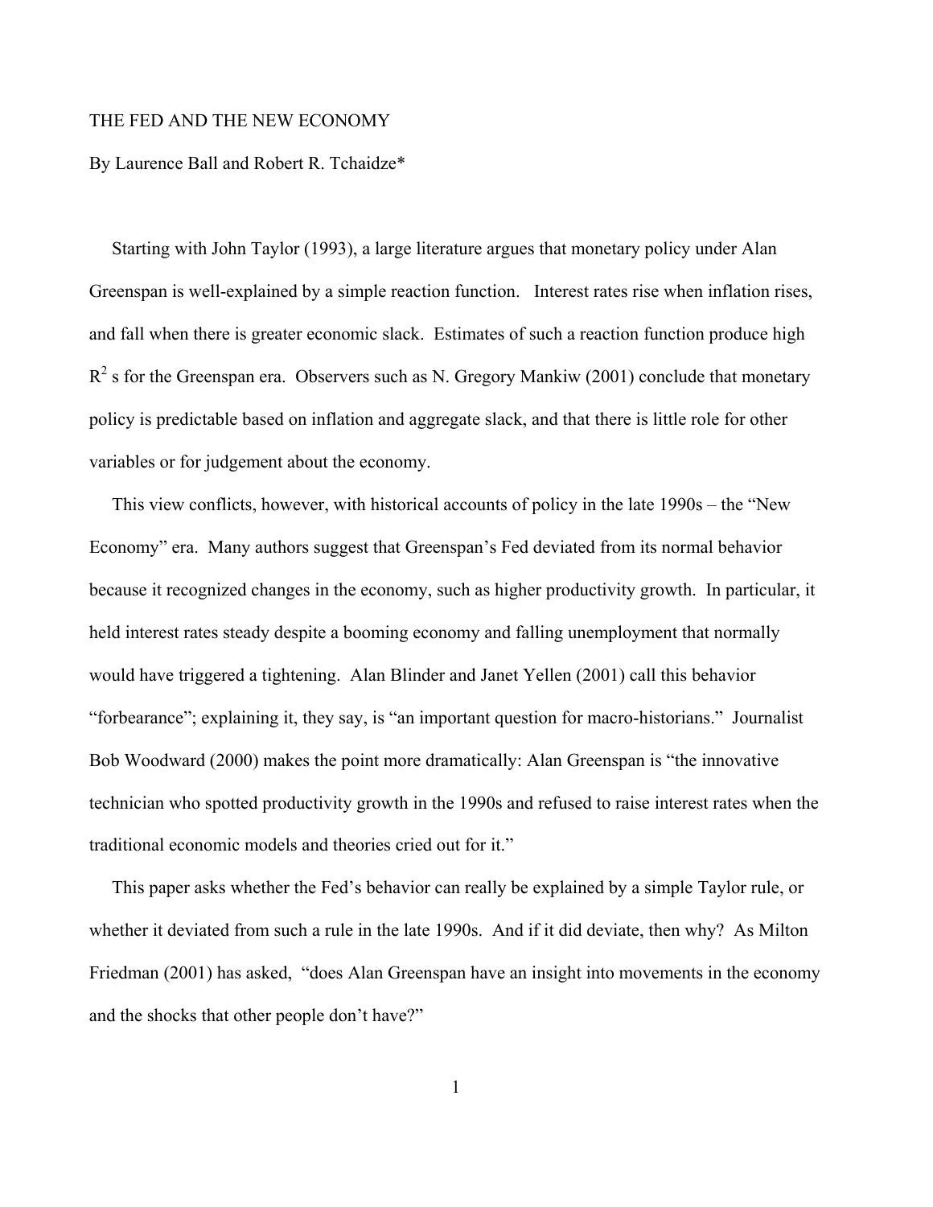THE FED AND THE NEW ECONOMY

By Laurence Ball and Robert R. Tchaidze*

Starting with John Taylor (1993), a large literature argues that monetary policy under Alan Greenspan is well-explained by a simple reaction function. Interest rates rise when inflation rises, and fall when there is greater economic slack. Estimates of such a reaction function produce high $R^2$ s for the Greenspan era. Observers such as N. Gregory Mankiw (2001) conclude that monetary policy is predictable based on inflation and aggregate slack, and that there is little role for other variables or for judgement about the economy.

This view conflicts, however, with historical accounts of policy in the late 1990s – the "New Economy" era. Many authors suggest that Greenspan's Fed deviated from its normal behavior because it recognized changes in the economy, such as higher productivity growth. In particular, it held interest rates steady despite a booming economy and falling unemployment that normally would have triggered a tightening. Alan Blinder and Janet Yellen (2001) call this behavior "forbearance"; explaining it, they say, is "an important question for macro-historians." Journalist Bob Woodward (2000) makes the point more dramatically: Alan Greenspan is "the innovative technician who spotted productivity growth in the 1990s and refused to raise interest rates when the traditional economic models and theories cried out for it."

This paper asks whether the Fed's behavior can really be explained by a simple Taylor rule, or whether it deviated from such a rule in the late 1990s. And if it did deviate, then why? As Milton Friedman (2001) has asked, "does Alan Greenspan have an insight into movements in the economy and the shocks that other people don't have?"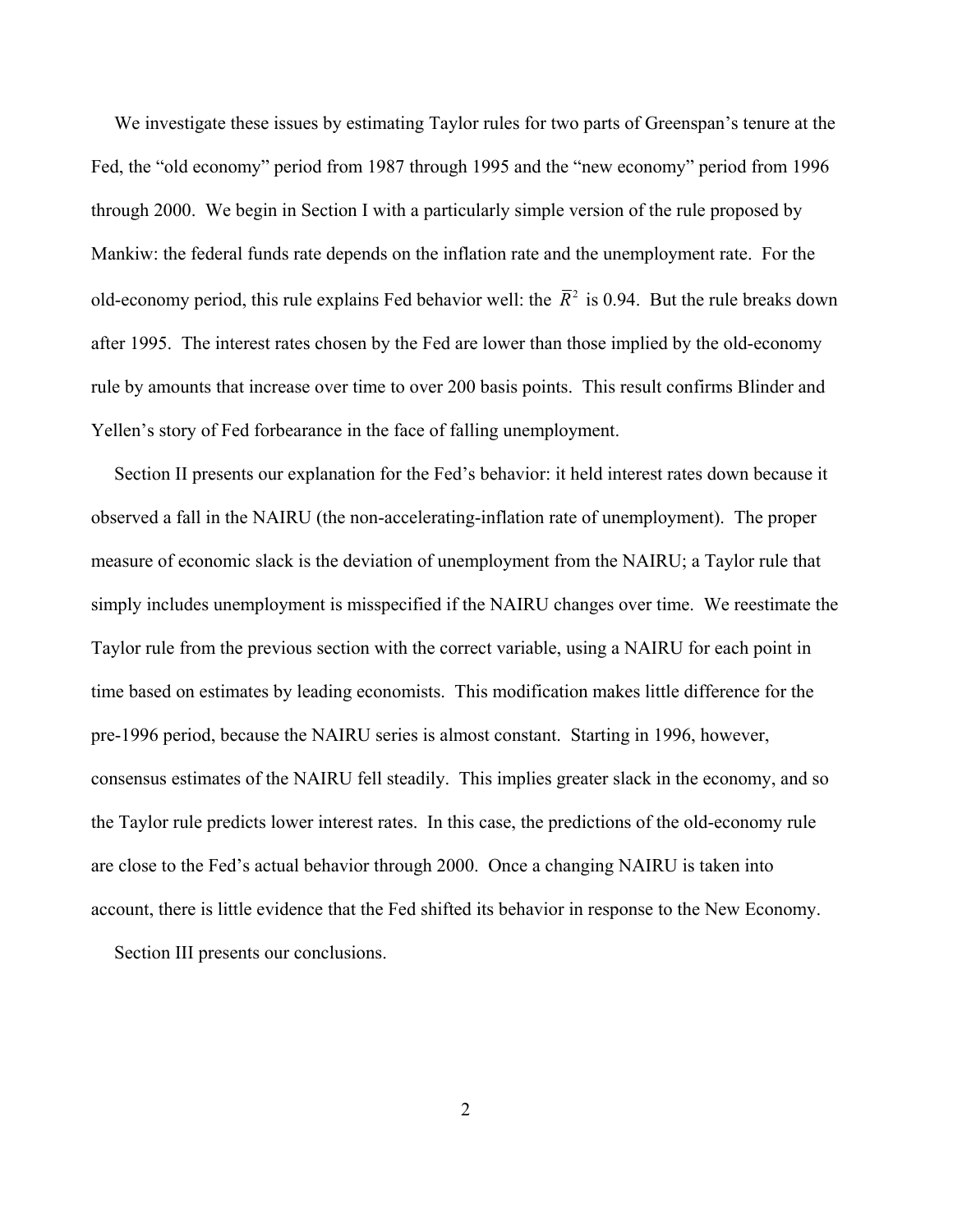We investigate these issues by estimating Taylor rules for two parts of Greenspan's tenure at the Fed, the "old economy" period from 1987 through 1995 and the "new economy" period from 1996 through 2000. We begin in Section I with a particularly simple version of the rule proposed by Mankiw: the federal funds rate depends on the inflation rate and the unemployment rate. For the old-economy period, this rule explains Fed behavior well: the $\overline{R}^2$ is 0.94. But the rule breaks down after 1995. The interest rates chosen by the Fed are lower than those implied by the old-economy rule by amounts that increase over time to over 200 basis points. This result confirms Blinder and Yellen's story of Fed forbearance in the face of falling unemployment.

Section II presents our explanation for the Fed's behavior: it held interest rates down because it observed a fall in the NAIRU (the non-accelerating-inflation rate of unemployment). The proper measure of economic slack is the deviation of unemployment from the NAIRU; a Taylor rule that simply includes unemployment is misspecified if the NAIRU changes over time. We reestimate the Taylor rule from the previous section with the correct variable, using a NAIRU for each point in time based on estimates by leading economists. This modification makes little difference for the pre-1996 period, because the NAIRU series is almost constant. Starting in 1996, however, consensus estimates of the NAIRU fell steadily. This implies greater slack in the economy, and so the Taylor rule predicts lower interest rates. In this case, the predictions of the old-economy rule are close to the Fed's actual behavior through 2000. Once a changing NAIRU is taken into account, there is little evidence that the Fed shifted its behavior in response to the New Economy.

Section III presents our conclusions.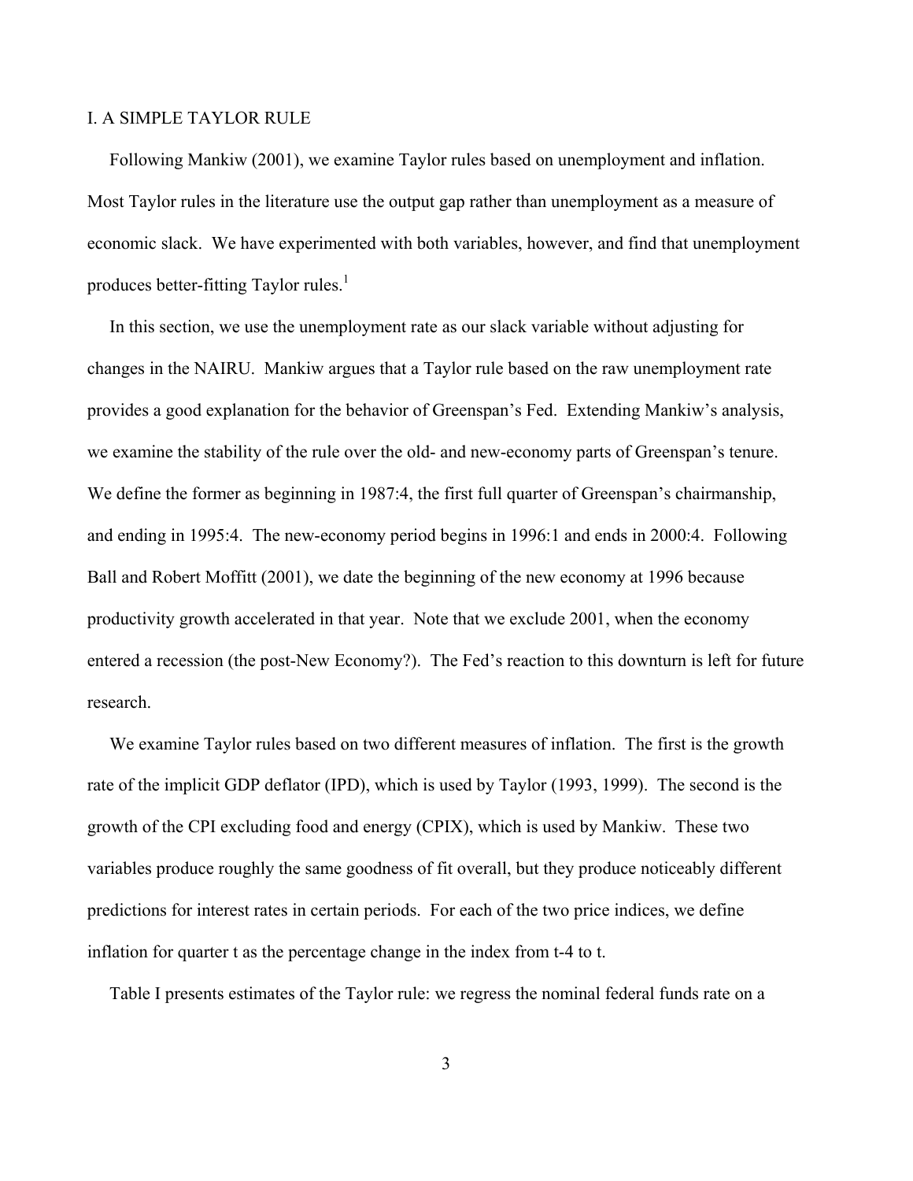## I. A SIMPLE TAYLOR RULE

Following Mankiw (2001), we examine Taylor rules based on unemployment and inflation. Most Taylor rules in the literature use the output gap rather than unemployment as a measure of economic slack. We have experimented with both variables, however, and find that unemployment produces better-fitting Taylor rules.[1]

In this section, we use the unemployment rate as our slack variable without adjusting for changes in the NAIRU. Mankiw argues that a Taylor rule based on the raw unemployment rate provides a good explanation for the behavior of Greenspan's Fed. Extending Mankiw's analysis, we examine the stability of the rule over the old- and new-economy parts of Greenspan's tenure. We define the former as beginning in 1987:4, the first full quarter of Greenspan's chairmanship, and ending in 1995:4. The new-economy period begins in 1996:1 and ends in 2000:4. Following Ball and Robert Moffitt (2001), we date the beginning of the new economy at 1996 because productivity growth accelerated in that year. Note that we exclude 2001, when the economy entered a recession (the post-New Economy?). The Fed's reaction to this downturn is left for future research.

We examine Taylor rules based on two different measures of inflation. The first is the growth rate of the implicit GDP deflator (IPD), which is used by Taylor (1993, 1999). The second is the growth of the CPI excluding food and energy (CPIX), which is used by Mankiw. These two variables produce roughly the same goodness of fit overall, but they produce noticeably different predictions for interest rates in certain periods. For each of the two price indices, we define inflation for quarter t as the percentage change in the index from t-4 to t.

Table I presents estimates of the Taylor rule: we regress the nominal federal funds rate on a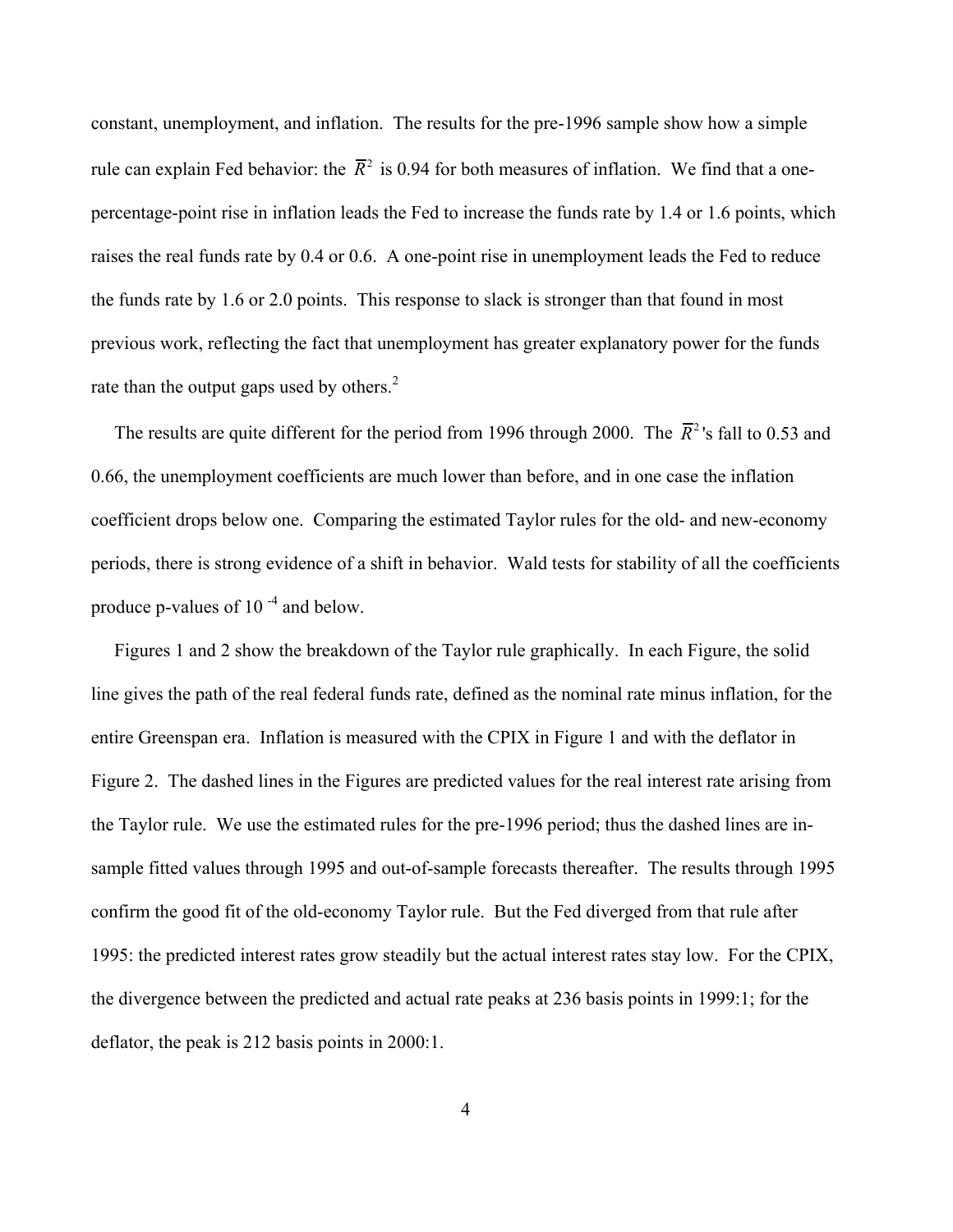constant, unemployment, and inflation. The results for the pre-1996 sample show how a simple rule can explain Fed behavior: the $\overline{R}^2$ is 0.94 for both measures of inflation. We find that a one-percentage-point rise in inflation leads the Fed to increase the funds rate by 1.4 or 1.6 points, which raises the real funds rate by 0.4 or 0.6. A one-point rise in unemployment leads the Fed to reduce the funds rate by 1.6 or 2.0 points. This response to slack is stronger than that found in most previous work, reflecting the fact that unemployment has greater explanatory power for the funds rate than the output gaps used by others.[2]

The results are quite different for the period from 1996 through 2000. The $\overline{R}^2$'s fall to 0.53 and 0.66, the unemployment coefficients are much lower than before, and in one case the inflation coefficient drops below one. Comparing the estimated Taylor rules for the old- and new-economy periods, there is strong evidence of a shift in behavior. Wald tests for stability of all the coefficients produce p-values of $10^{-4}$ and below.

Figures 1 and 2 show the breakdown of the Taylor rule graphically. In each Figure, the solid line gives the path of the real federal funds rate, defined as the nominal rate minus inflation, for the entire Greenspan era. Inflation is measured with the CPIX in Figure 1 and with the deflator in Figure 2. The dashed lines in the Figures are predicted values for the real interest rate arising from the Taylor rule. We use the estimated rules for the pre-1996 period; thus the dashed lines are in-sample fitted values through 1995 and out-of-sample forecasts thereafter. The results through 1995 confirm the good fit of the old-economy Taylor rule. But the Fed diverged from that rule after 1995: the predicted interest rates grow steadily but the actual interest rates stay low. For the CPIX, the divergence between the predicted and actual rate peaks at 236 basis points in 1999:1; for the deflator, the peak is 212 basis points in 2000:1.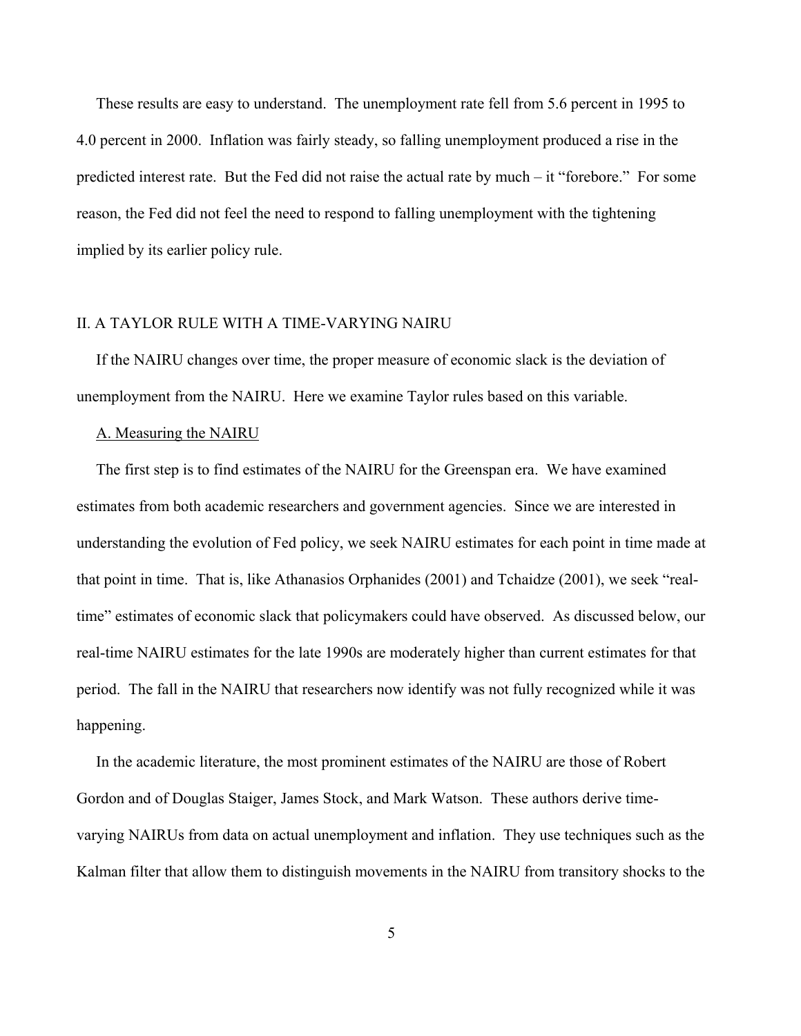These results are easy to understand. The unemployment rate fell from 5.6 percent in 1995 to 4.0 percent in 2000. Inflation was fairly steady, so falling unemployment produced a rise in the predicted interest rate. But the Fed did not raise the actual rate by much – it "forebore." For some reason, the Fed did not feel the need to respond to falling unemployment with the tightening implied by its earlier policy rule.

## II. A TAYLOR RULE WITH A TIME-VARYING NAIRU

If the NAIRU changes over time, the proper measure of economic slack is the deviation of unemployment from the NAIRU. Here we examine Taylor rules based on this variable.

### A. Measuring the NAIRU

The first step is to find estimates of the NAIRU for the Greenspan era. We have examined estimates from both academic researchers and government agencies. Since we are interested in understanding the evolution of Fed policy, we seek NAIRU estimates for each point in time made at that point in time. That is, like Athanasios Orphanides (2001) and Tchaidze (2001), we seek "real-time" estimates of economic slack that policymakers could have observed. As discussed below, our real-time NAIRU estimates for the late 1990s are moderately higher than current estimates for that period. The fall in the NAIRU that researchers now identify was not fully recognized while it was happening.

In the academic literature, the most prominent estimates of the NAIRU are those of Robert Gordon and of Douglas Staiger, James Stock, and Mark Watson. These authors derive time-varying NAIRUs from data on actual unemployment and inflation. They use techniques such as the Kalman filter that allow them to distinguish movements in the NAIRU from transitory shocks to the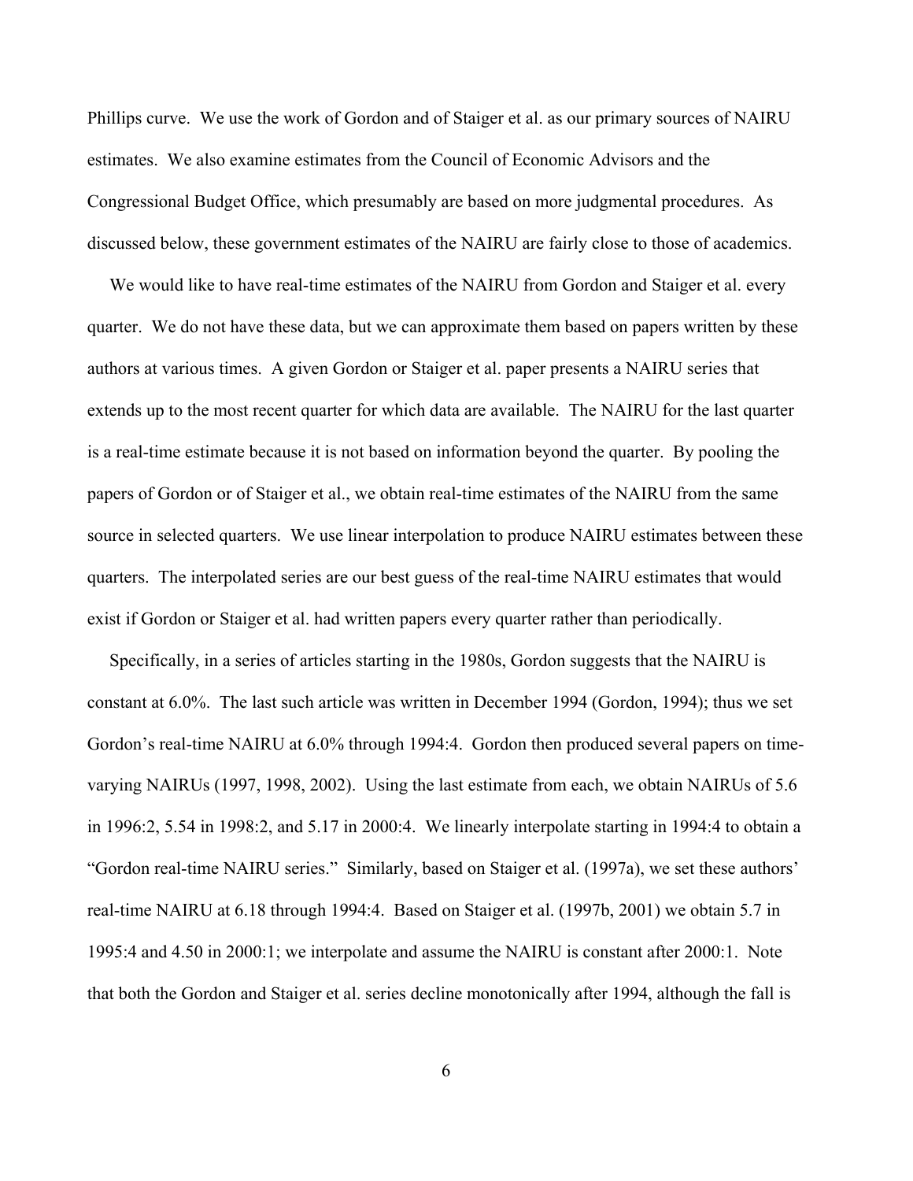Phillips curve. We use the work of Gordon and of Staiger et al. as our primary sources of NAIRU estimates. We also examine estimates from the Council of Economic Advisors and the Congressional Budget Office, which presumably are based on more judgmental procedures. As discussed below, these government estimates of the NAIRU are fairly close to those of academics.

We would like to have real-time estimates of the NAIRU from Gordon and Staiger et al. every quarter. We do not have these data, but we can approximate them based on papers written by these authors at various times. A given Gordon or Staiger et al. paper presents a NAIRU series that extends up to the most recent quarter for which data are available. The NAIRU for the last quarter is a real-time estimate because it is not based on information beyond the quarter. By pooling the papers of Gordon or of Staiger et al., we obtain real-time estimates of the NAIRU from the same source in selected quarters. We use linear interpolation to produce NAIRU estimates between these quarters. The interpolated series are our best guess of the real-time NAIRU estimates that would exist if Gordon or Staiger et al. had written papers every quarter rather than periodically.

Specifically, in a series of articles starting in the 1980s, Gordon suggests that the NAIRU is constant at 6.0%. The last such article was written in December 1994 (Gordon, 1994); thus we set Gordon's real-time NAIRU at 6.0% through 1994:4. Gordon then produced several papers on time-varying NAIRUs (1997, 1998, 2002). Using the last estimate from each, we obtain NAIRUs of 5.6 in 1996:2, 5.54 in 1998:2, and 5.17 in 2000:4. We linearly interpolate starting in 1994:4 to obtain a "Gordon real-time NAIRU series." Similarly, based on Staiger et al. (1997a), we set these authors' real-time NAIRU at 6.18 through 1994:4. Based on Staiger et al. (1997b, 2001) we obtain 5.7 in 1995:4 and 4.50 in 2000:1; we interpolate and assume the NAIRU is constant after 2000:1. Note that both the Gordon and Staiger et al. series decline monotonically after 1994, although the fall is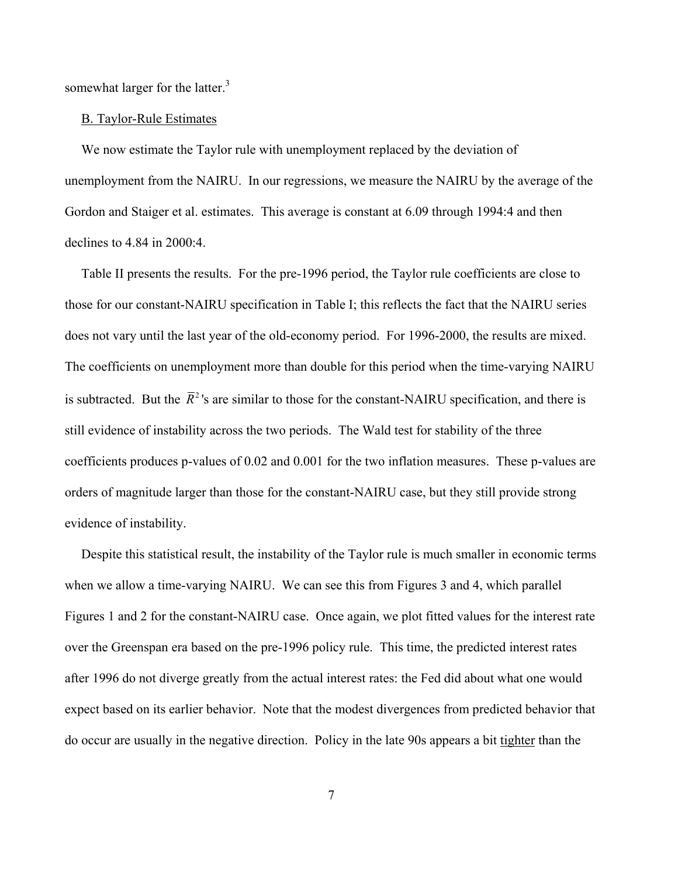somewhat larger for the latter.[3]

B. Taylor-Rule Estimates

We now estimate the Taylor rule with unemployment replaced by the deviation of unemployment from the NAIRU. In our regressions, we measure the NAIRU by the average of the Gordon and Staiger et al. estimates. This average is constant at 6.09 through 1994:4 and then declines to 4.84 in 2000:4.

Table II presents the results. For the pre-1996 period, the Taylor rule coefficients are close to those for our constant-NAIRU specification in Table I; this reflects the fact that the NAIRU series does not vary until the last year of the old-economy period. For 1996-2000, the results are mixed. The coefficients on unemployment more than double for this period when the time-varying NAIRU is subtracted. But the $\overline{R}^2$'s are similar to those for the constant-NAIRU specification, and there is still evidence of instability across the two periods. The Wald test for stability of the three coefficients produces p-values of 0.02 and 0.001 for the two inflation measures. These p-values are orders of magnitude larger than those for the constant-NAIRU case, but they still provide strong evidence of instability.

Despite this statistical result, the instability of the Taylor rule is much smaller in economic terms when we allow a time-varying NAIRU. We can see this from Figures 3 and 4, which parallel Figures 1 and 2 for the constant-NAIRU case. Once again, we plot fitted values for the interest rate over the Greenspan era based on the pre-1996 policy rule. This time, the predicted interest rates after 1996 do not diverge greatly from the actual interest rates: the Fed did about what one would expect based on its earlier behavior. Note that the modest divergences from predicted behavior that do occur are usually in the negative direction. Policy in the late 90s appears a bit <u>tighter</u> than the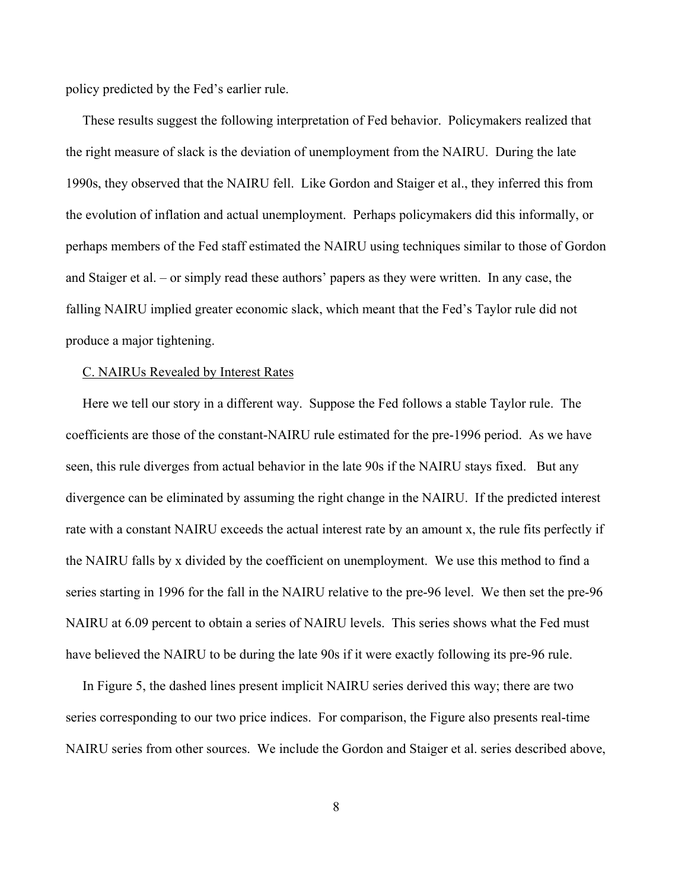policy predicted by the Fed's earlier rule.

These results suggest the following interpretation of Fed behavior. Policymakers realized that the right measure of slack is the deviation of unemployment from the NAIRU. During the late 1990s, they observed that the NAIRU fell. Like Gordon and Staiger et al., they inferred this from the evolution of inflation and actual unemployment. Perhaps policymakers did this informally, or perhaps members of the Fed staff estimated the NAIRU using techniques similar to those of Gordon and Staiger et al. – or simply read these authors' papers as they were written. In any case, the falling NAIRU implied greater economic slack, which meant that the Fed's Taylor rule did not produce a major tightening.

### C. NAIRUs Revealed by Interest Rates

Here we tell our story in a different way. Suppose the Fed follows a stable Taylor rule. The coefficients are those of the constant-NAIRU rule estimated for the pre-1996 period. As we have seen, this rule diverges from actual behavior in the late 90s if the NAIRU stays fixed. But any divergence can be eliminated by assuming the right change in the NAIRU. If the predicted interest rate with a constant NAIRU exceeds the actual interest rate by an amount x, the rule fits perfectly if the NAIRU falls by x divided by the coefficient on unemployment. We use this method to find a series starting in 1996 for the fall in the NAIRU relative to the pre-96 level. We then set the pre-96 NAIRU at 6.09 percent to obtain a series of NAIRU levels. This series shows what the Fed must have believed the NAIRU to be during the late 90s if it were exactly following its pre-96 rule.

In Figure 5, the dashed lines present implicit NAIRU series derived this way; there are two series corresponding to our two price indices. For comparison, the Figure also presents real-time NAIRU series from other sources. We include the Gordon and Staiger et al. series described above,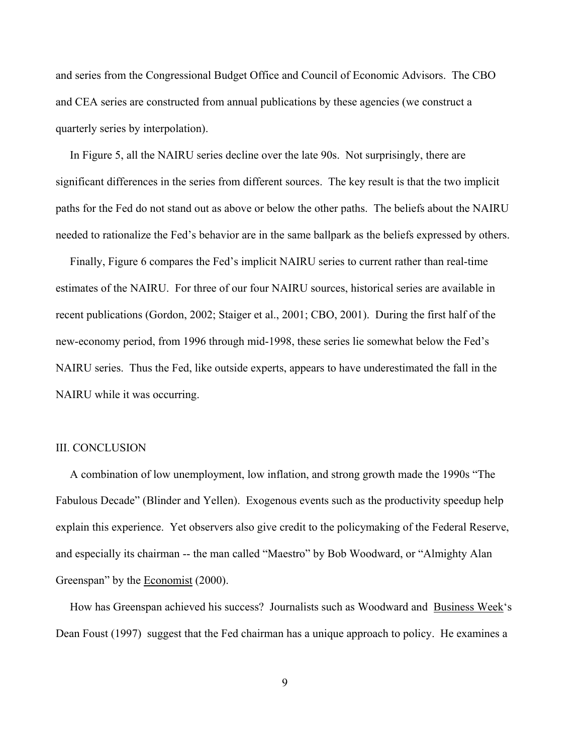and series from the Congressional Budget Office and Council of Economic Advisors. The CBO and CEA series are constructed from annual publications by these agencies (we construct a quarterly series by interpolation).

In Figure 5, all the NAIRU series decline over the late 90s. Not surprisingly, there are significant differences in the series from different sources. The key result is that the two implicit paths for the Fed do not stand out as above or below the other paths. The beliefs about the NAIRU needed to rationalize the Fed's behavior are in the same ballpark as the beliefs expressed by others.

Finally, Figure 6 compares the Fed's implicit NAIRU series to current rather than real-time estimates of the NAIRU. For three of our four NAIRU sources, historical series are available in recent publications (Gordon, 2002; Staiger et al., 2001; CBO, 2001). During the first half of the new-economy period, from 1996 through mid-1998, these series lie somewhat below the Fed's NAIRU series. Thus the Fed, like outside experts, appears to have underestimated the fall in the NAIRU while it was occurring.

## III. CONCLUSION

A combination of low unemployment, low inflation, and strong growth made the 1990s "The Fabulous Decade" (Blinder and Yellen). Exogenous events such as the productivity speedup help explain this experience. Yet observers also give credit to the policymaking of the Federal Reserve, and especially its chairman -- the man called "Maestro" by Bob Woodward, or "Almighty Alan Greenspan" by the Economist (2000).

How has Greenspan achieved his success? Journalists such as Woodward and Business Week's Dean Foust (1997) suggest that the Fed chairman has a unique approach to policy. He examines a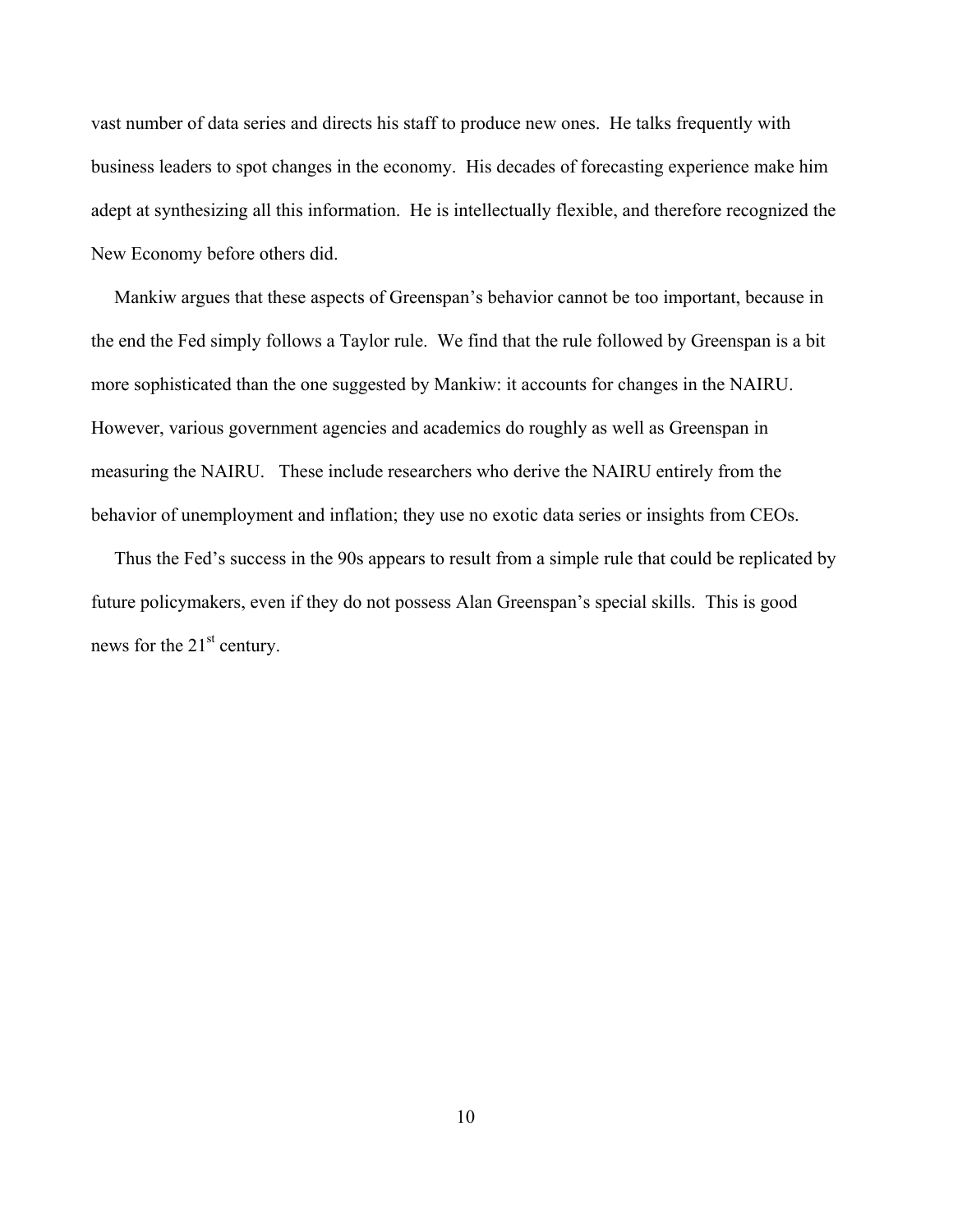vast number of data series and directs his staff to produce new ones. He talks frequently with business leaders to spot changes in the economy. His decades of forecasting experience make him adept at synthesizing all this information. He is intellectually flexible, and therefore recognized the New Economy before others did.

Mankiw argues that these aspects of Greenspan's behavior cannot be too important, because in the end the Fed simply follows a Taylor rule. We find that the rule followed by Greenspan is a bit more sophisticated than the one suggested by Mankiw: it accounts for changes in the NAIRU. However, various government agencies and academics do roughly as well as Greenspan in measuring the NAIRU. These include researchers who derive the NAIRU entirely from the behavior of unemployment and inflation; they use no exotic data series or insights from CEOs.

Thus the Fed's success in the 90s appears to result from a simple rule that could be replicated by future policymakers, even if they do not possess Alan Greenspan's special skills. This is good news for the 21st century.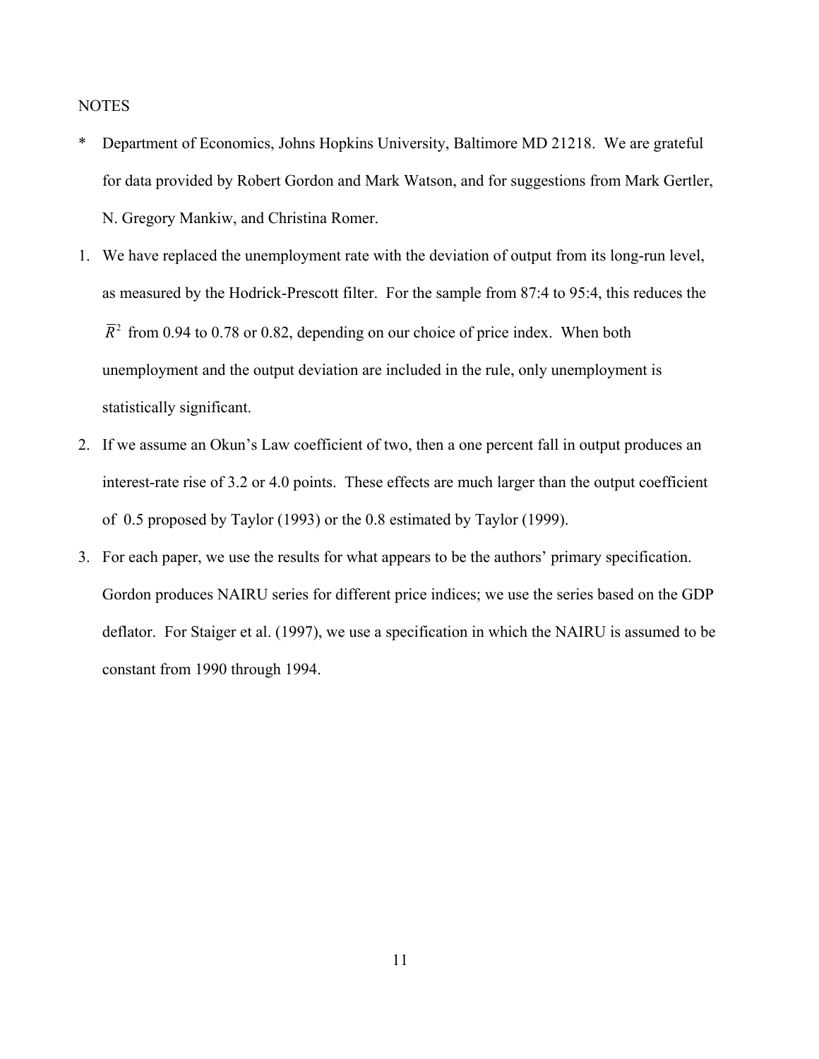NOTES

\* Department of Economics, Johns Hopkins University, Baltimore MD 21218. We are grateful for data provided by Robert Gordon and Mark Watson, and for suggestions from Mark Gertler, N. Gregory Mankiw, and Christina Romer.

1. We have replaced the unemployment rate with the deviation of output from its long-run level, as measured by the Hodrick-Prescott filter. For the sample from 87:4 to 95:4, this reduces the $\overline{R}^2$ from 0.94 to 0.78 or 0.82, depending on our choice of price index. When both unemployment and the output deviation are included in the rule, only unemployment is statistically significant.

2. If we assume an Okun's Law coefficient of two, then a one percent fall in output produces an interest-rate rise of 3.2 or 4.0 points. These effects are much larger than the output coefficient of 0.5 proposed by Taylor (1993) or the 0.8 estimated by Taylor (1999).

3. For each paper, we use the results for what appears to be the authors' primary specification. Gordon produces NAIRU series for different price indices; we use the series based on the GDP deflator. For Staiger et al. (1997), we use a specification in which the NAIRU is assumed to be constant from 1990 through 1994.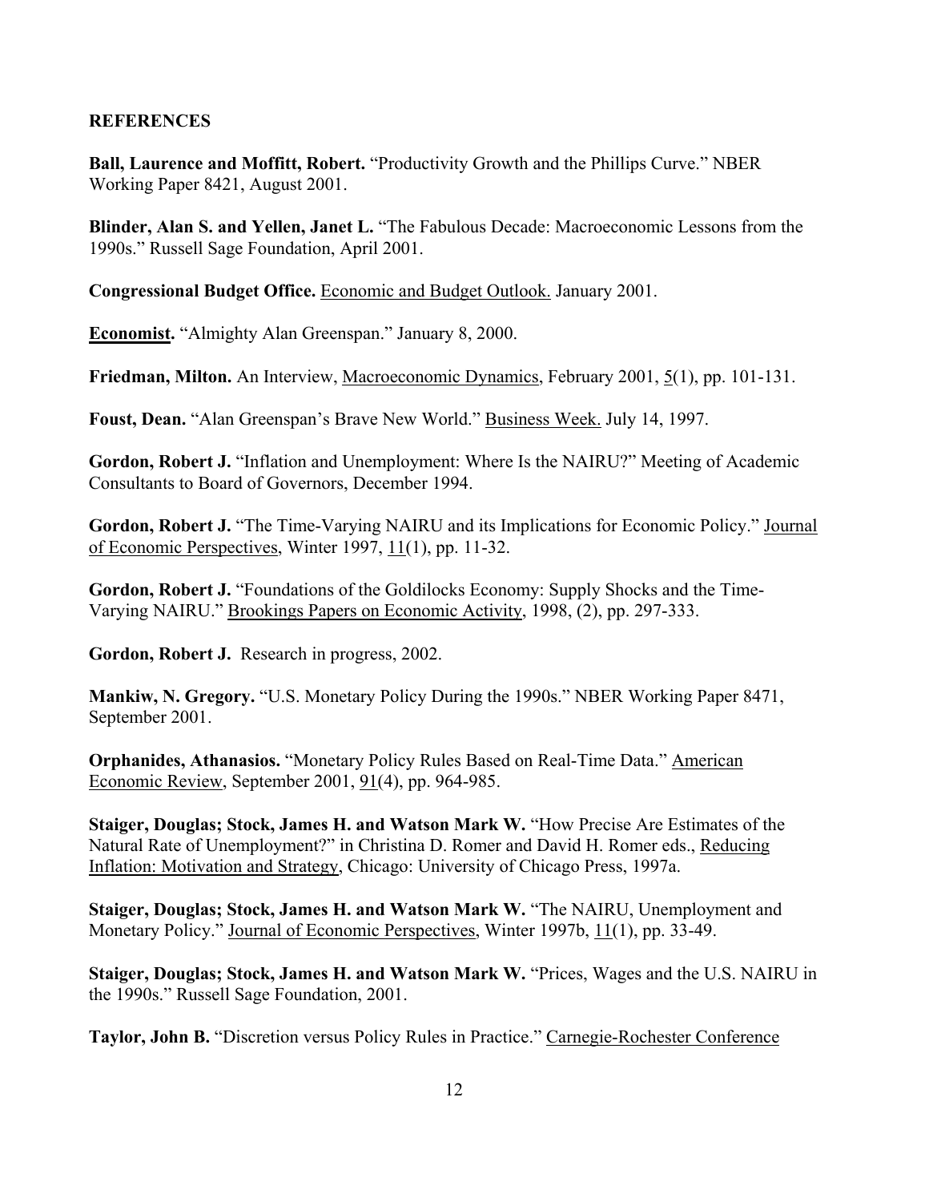**REFERENCES**

**Ball, Laurence and Moffitt, Robert.** "Productivity Growth and the Phillips Curve." NBER Working Paper 8421, August 2001.

**Blinder, Alan S. and Yellen, Janet L.** "The Fabulous Decade: Macroeconomic Lessons from the 1990s." Russell Sage Foundation, April 2001.

**Congressional Budget Office.** Economic and Budget Outlook. January 2001.

**Economist.** "Almighty Alan Greenspan." January 8, 2000.

**Friedman, Milton.** An Interview, Macroeconomic Dynamics, February 2001, 5(1), pp. 101-131.

**Foust, Dean.** "Alan Greenspan's Brave New World." Business Week. July 14, 1997.

**Gordon, Robert J.** "Inflation and Unemployment: Where Is the NAIRU?" Meeting of Academic Consultants to Board of Governors, December 1994.

**Gordon, Robert J.** "The Time-Varying NAIRU and its Implications for Economic Policy." Journal of Economic Perspectives, Winter 1997, 11(1), pp. 11-32.

**Gordon, Robert J.** "Foundations of the Goldilocks Economy: Supply Shocks and the Time-Varying NAIRU." Brookings Papers on Economic Activity, 1998, (2), pp. 297-333.

**Gordon, Robert J.** Research in progress, 2002.

**Mankiw, N. Gregory.** "U.S. Monetary Policy During the 1990s." NBER Working Paper 8471, September 2001.

**Orphanides, Athanasios.** "Monetary Policy Rules Based on Real-Time Data." American Economic Review, September 2001, 91(4), pp. 964-985.

**Staiger, Douglas; Stock, James H. and Watson Mark W.** "How Precise Are Estimates of the Natural Rate of Unemployment?" in Christina D. Romer and David H. Romer eds., Reducing Inflation: Motivation and Strategy, Chicago: University of Chicago Press, 1997a.

**Staiger, Douglas; Stock, James H. and Watson Mark W.** "The NAIRU, Unemployment and Monetary Policy." Journal of Economic Perspectives, Winter 1997b, 11(1), pp. 33-49.

**Staiger, Douglas; Stock, James H. and Watson Mark W.** "Prices, Wages and the U.S. NAIRU in the 1990s." Russell Sage Foundation, 2001.

**Taylor, John B.** "Discretion versus Policy Rules in Practice." Carnegie-Rochester Conference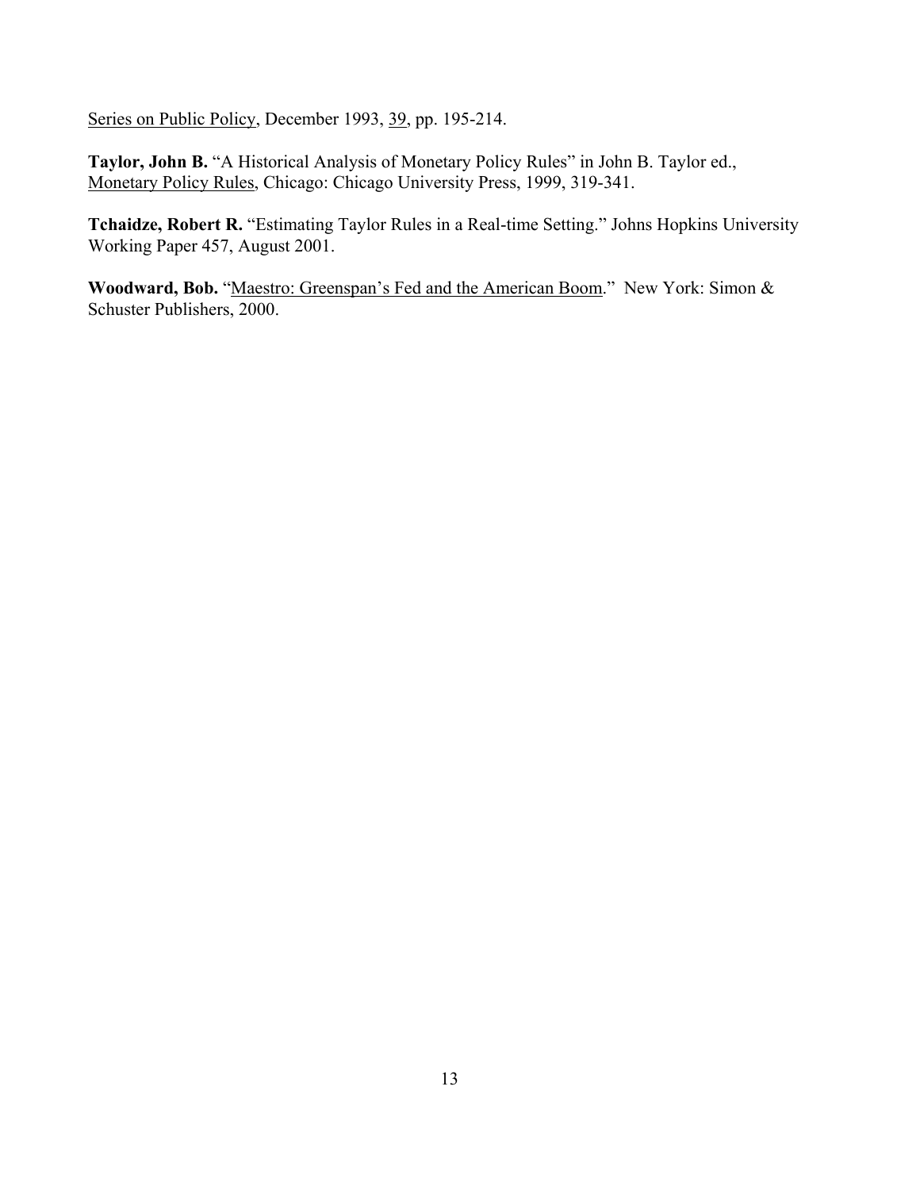Series on Public Policy, December 1993, 39, pp. 195-214.

**Taylor, John B.** "A Historical Analysis of Monetary Policy Rules" in John B. Taylor ed., Monetary Policy Rules, Chicago: Chicago University Press, 1999, 319-341.

**Tchaidze, Robert R.** "Estimating Taylor Rules in a Real-time Setting." Johns Hopkins University Working Paper 457, August 2001.

**Woodward, Bob.** "Maestro: Greenspan's Fed and the American Boom." New York: Simon & Schuster Publishers, 2000.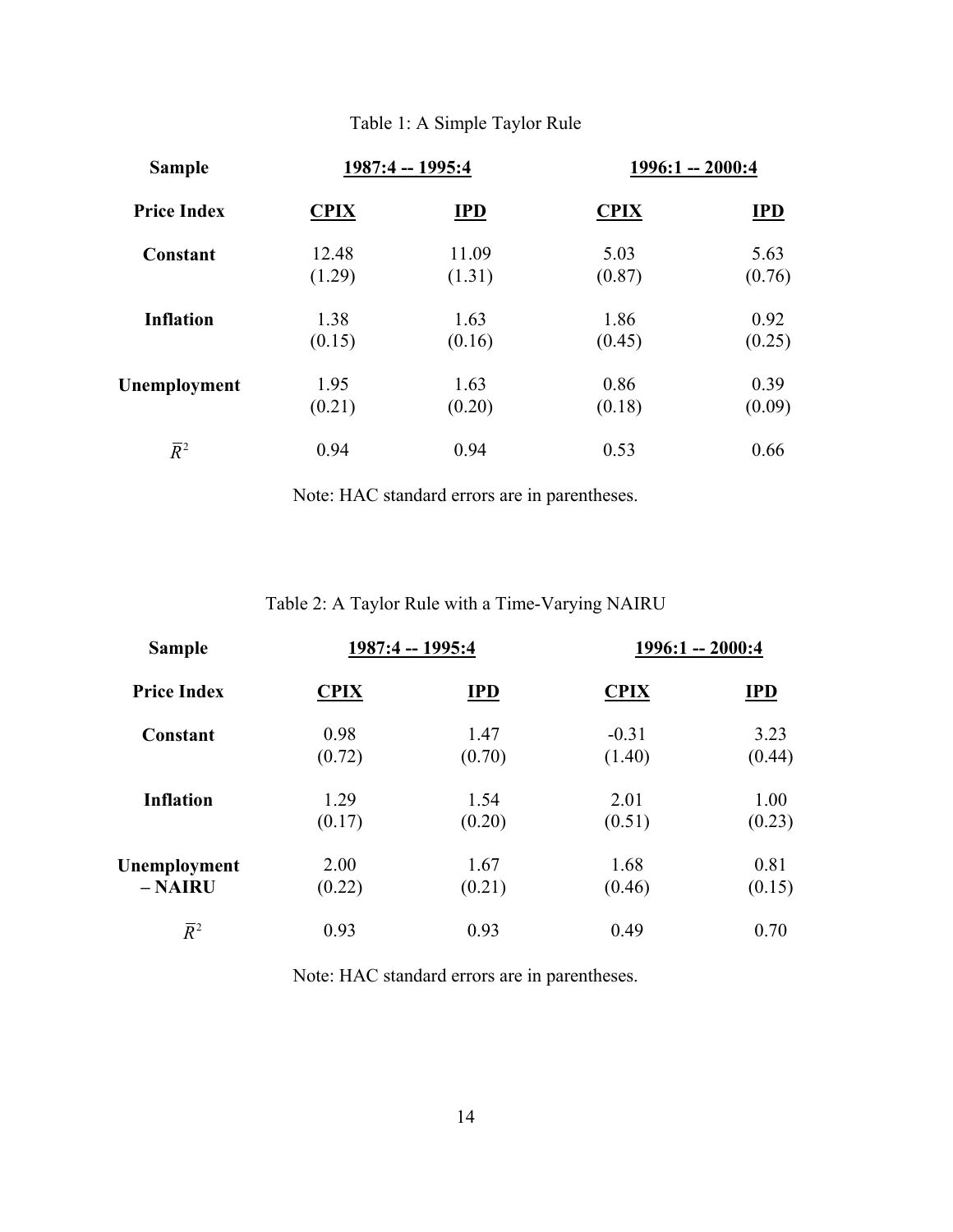Table 1: A Simple Taylor Rule

| **Sample** | **1987:4 -- 1995:4** | | **1996:1 -- 2000:4** | |
|---|---|---|---|---|
| **Price Index** | **CPIX** | **IPD** | **CPIX** | **IPD** |
| **Constant** | 12.48<br>(1.29) | 11.09<br>(1.31) | 5.03<br>(0.87) | 5.63<br>(0.76) |
| **Inflation** | 1.38<br>(0.15) | 1.63<br>(0.16) | 1.86<br>(0.45) | 0.92<br>(0.25) |
| **Unemployment** | 1.95<br>(0.21) | 1.63<br>(0.20) | 0.86<br>(0.18) | 0.39<br>(0.09) |
| $\bar{R}^2$ | 0.94 | 0.94 | 0.53 | 0.66 |

Note: HAC standard errors are in parentheses.

Table 2: A Taylor Rule with a Time-Varying NAIRU

| **Sample** | **1987:4 -- 1995:4** | | **1996:1 -- 2000:4** | |
|---|---|---|---|---|
| **Price Index** | **CPIX** | **IPD** | **CPIX** | **IPD** |
| **Constant** | 0.98<br>(0.72) | 1.47<br>(0.70) | -0.31<br>(1.40) | 3.23<br>(0.44) |
| **Inflation** | 1.29<br>(0.17) | 1.54<br>(0.20) | 2.01<br>(0.51) | 1.00<br>(0.23) |
| **Unemployment – NAIRU** | 2.00<br>(0.22) | 1.67<br>(0.21) | 1.68<br>(0.46) | 0.81<br>(0.15) |
| $\bar{R}^2$ | 0.93 | 0.93 | 0.49 | 0.70 |

Note: HAC standard errors are in parentheses.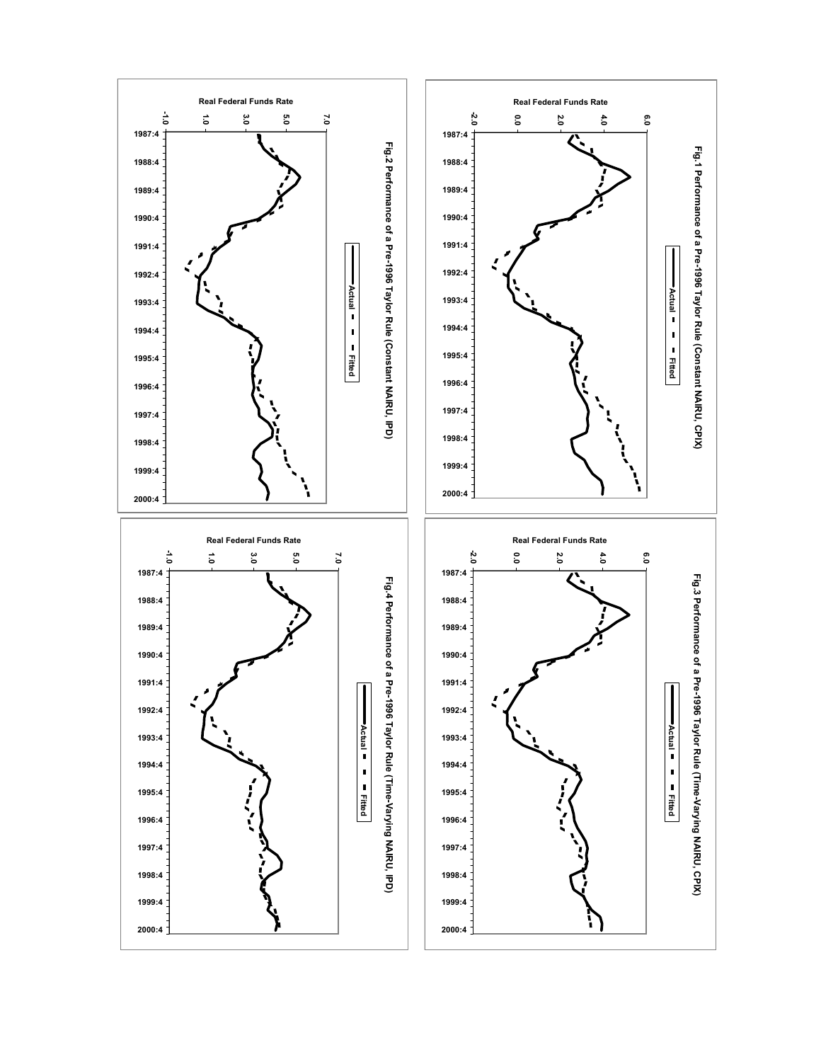Fig.1 Performance of a Pre-1996 Taylor Rule (Constant NAIRU, CPIX)

Fig.2 Performance of a Pre-1996 Taylor Rule (Constant NAIRU, IPD)

Fig.3 Performance of a Pre-1996 Taylor Rule (Time-Varying NAIRU, CPIX)

Fig.4 Performance of a Pre-1996 Taylor Rule (Time-Varying NAIRU, IPD)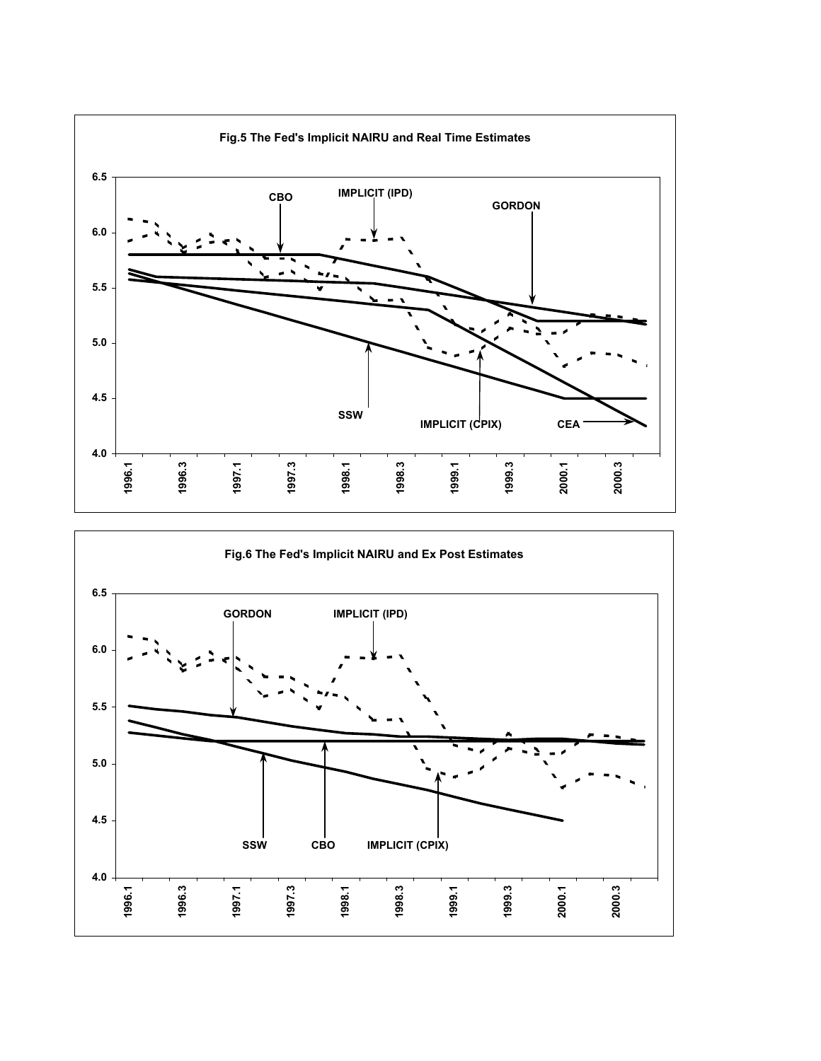**Fig.5 The Fed's Implicit NAIRU and Real Time Estimates**

6.5
6.0
5.5
5.0
4.5
4.0

CBO
IMPLICIT (IPD)
GORDON
SSW
IMPLICIT (CPIX)
CEA

1996.1
1996.3
1997.1
1997.3
1998.1
1998.3
1999.1
1999.3
2000.1
2000.3

**Fig.6 The Fed's Implicit NAIRU and Ex Post Estimates**

6.5
6.0
5.5
5.0
4.5
4.0

GORDON
IMPLICIT (IPD)
SSW
CBO
IMPLICIT (CPIX)

1996.1
1996.3
1997.1
1997.3
1998.1
1998.3
1999.1
1999.3
2000.1
2000.3